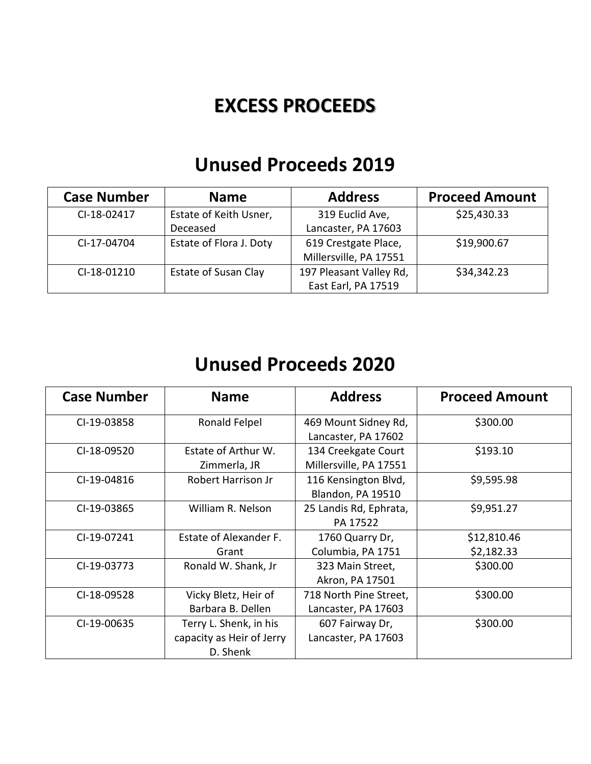# EXCESS PROCEEDS

## Unused Proceeds 2019

| Case Number | Name | Address | Proceed Amount |
|---|---|---|---|
| CI-18-02417 | Estate of Keith Usner, Deceased | 319 Euclid Ave, Lancaster, PA 17603 | $25,430.33 |
| CI-17-04704 | Estate of Flora J. Doty | 619 Crestgate Place, Millersville, PA 17551 | $19,900.67 |
| CI-18-01210 | Estate of Susan Clay | 197 Pleasant Valley Rd, East Earl, PA 17519 | $34,342.23 |

## Unused Proceeds 2020

| Case Number | Name | Address | Proceed Amount |
|---|---|---|---|
| CI-19-03858 | Ronald Felpel | 469 Mount Sidney Rd, Lancaster, PA 17602 | $300.00 |
| CI-18-09520 | Estate of Arthur W. Zimmerla, JR | 134 Creekgate Court Millersville, PA 17551 | $193.10 |
| CI-19-04816 | Robert Harrison Jr | 116 Kensington Blvd, Blandon, PA 19510 | $9,595.98 |
| CI-19-03865 | William R. Nelson | 25 Landis Rd, Ephrata, PA 17522 | $9,951.27 |
| CI-19-07241 | Estate of Alexander F. Grant | 1760 Quarry Dr, Columbia, PA 1751 | $12,810.46<br>$2,182.33 |
| CI-19-03773 | Ronald W. Shank, Jr | 323 Main Street, Akron, PA 17501 | $300.00 |
| CI-18-09528 | Vicky Bletz, Heir of Barbara B. Dellen | 718 North Pine Street, Lancaster, PA 17603 | $300.00 |
| CI-19-00635 | Terry L. Shenk, in his capacity as Heir of Jerry D. Shenk | 607 Fairway Dr, Lancaster, PA 17603 | $300.00 |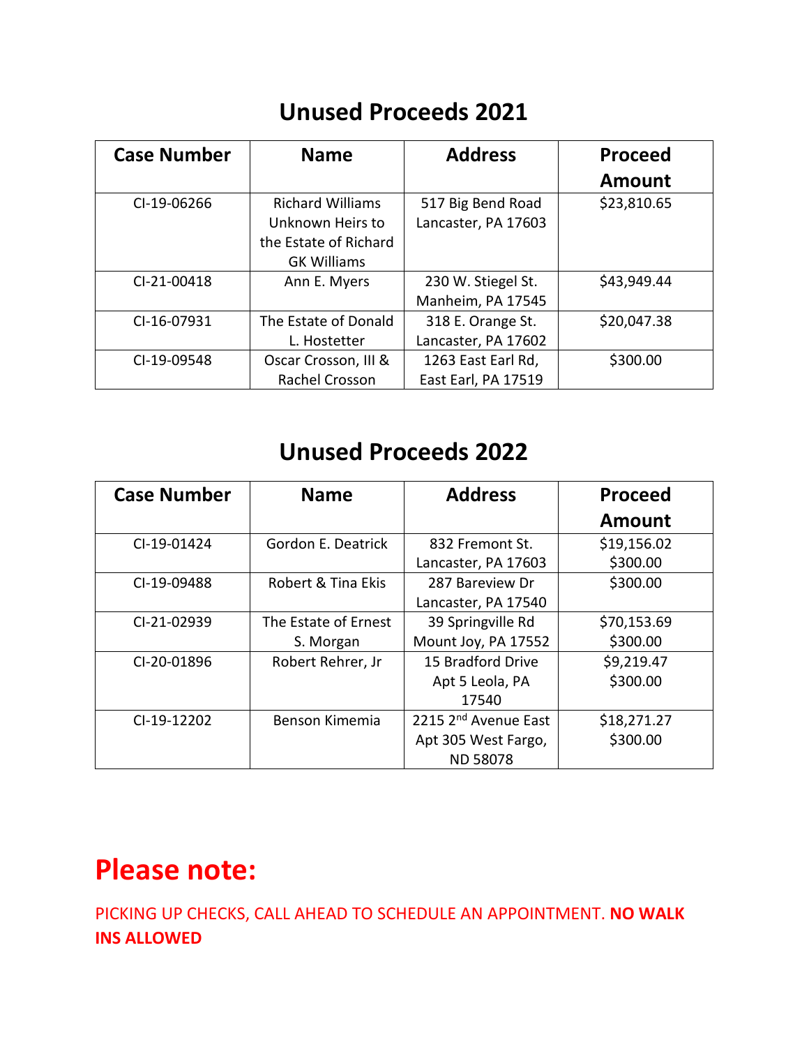## Unused Proceeds 2021

| Case Number | Name | Address | Proceed Amount |
|---|---|---|---|
| CI-19-06266 | Richard Williams Unknown Heirs to the Estate of Richard GK Williams | 517 Big Bend Road Lancaster, PA 17603 | $23,810.65 |
| CI-21-00418 | Ann E. Myers | 230 W. Stiegel St. Manheim, PA 17545 | $43,949.44 |
| CI-16-07931 | The Estate of Donald L. Hostetter | 318 E. Orange St. Lancaster, PA 17602 | $20,047.38 |
| CI-19-09548 | Oscar Crosson, III & Rachel Crosson | 1263 East Earl Rd, East Earl, PA 17519 | $300.00 |

## Unused Proceeds 2022

| Case Number | Name | Address | Proceed Amount |
|---|---|---|---|
| CI-19-01424 | Gordon E. Deatrick | 832 Fremont St. Lancaster, PA 17603 | $19,156.02 $300.00 |
| CI-19-09488 | Robert & Tina Ekis | 287 Bareview Dr Lancaster, PA 17540 | $300.00 |
| CI-21-02939 | The Estate of Ernest S. Morgan | 39 Springville Rd Mount Joy, PA 17552 | $70,153.69 $300.00 |
| CI-20-01896 | Robert Rehrer, Jr | 15 Bradford Drive Apt 5 Leola, PA 17540 | $9,219.47 $300.00 |
| CI-19-12202 | Benson Kimemia | 2215 2nd Avenue East Apt 305 West Fargo, ND 58078 | $18,271.27 $300.00 |

# Please note:

PICKING UP CHECKS, CALL AHEAD TO SCHEDULE AN APPOINTMENT. **NO WALK INS ALLOWED**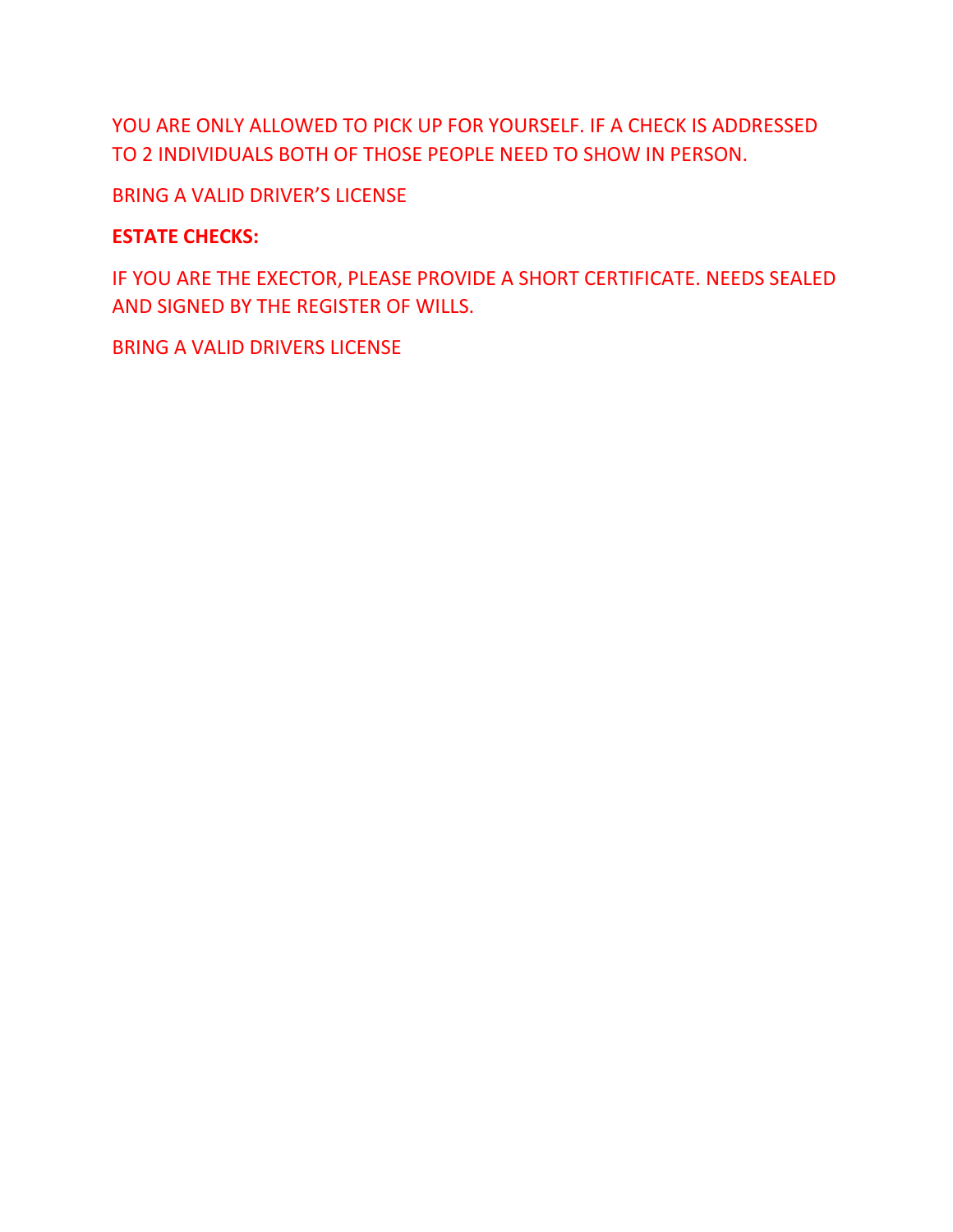YOU ARE ONLY ALLOWED TO PICK UP FOR YOURSELF. IF A CHECK IS ADDRESSED TO 2 INDIVIDUALS BOTH OF THOSE PEOPLE NEED TO SHOW IN PERSON.

BRING A VALID DRIVER'S LICENSE

**ESTATE CHECKS:**

IF YOU ARE THE EXECTOR, PLEASE PROVIDE A SHORT CERTIFICATE. NEEDS SEALED AND SIGNED BY THE REGISTER OF WILLS.

BRING A VALID DRIVERS LICENSE